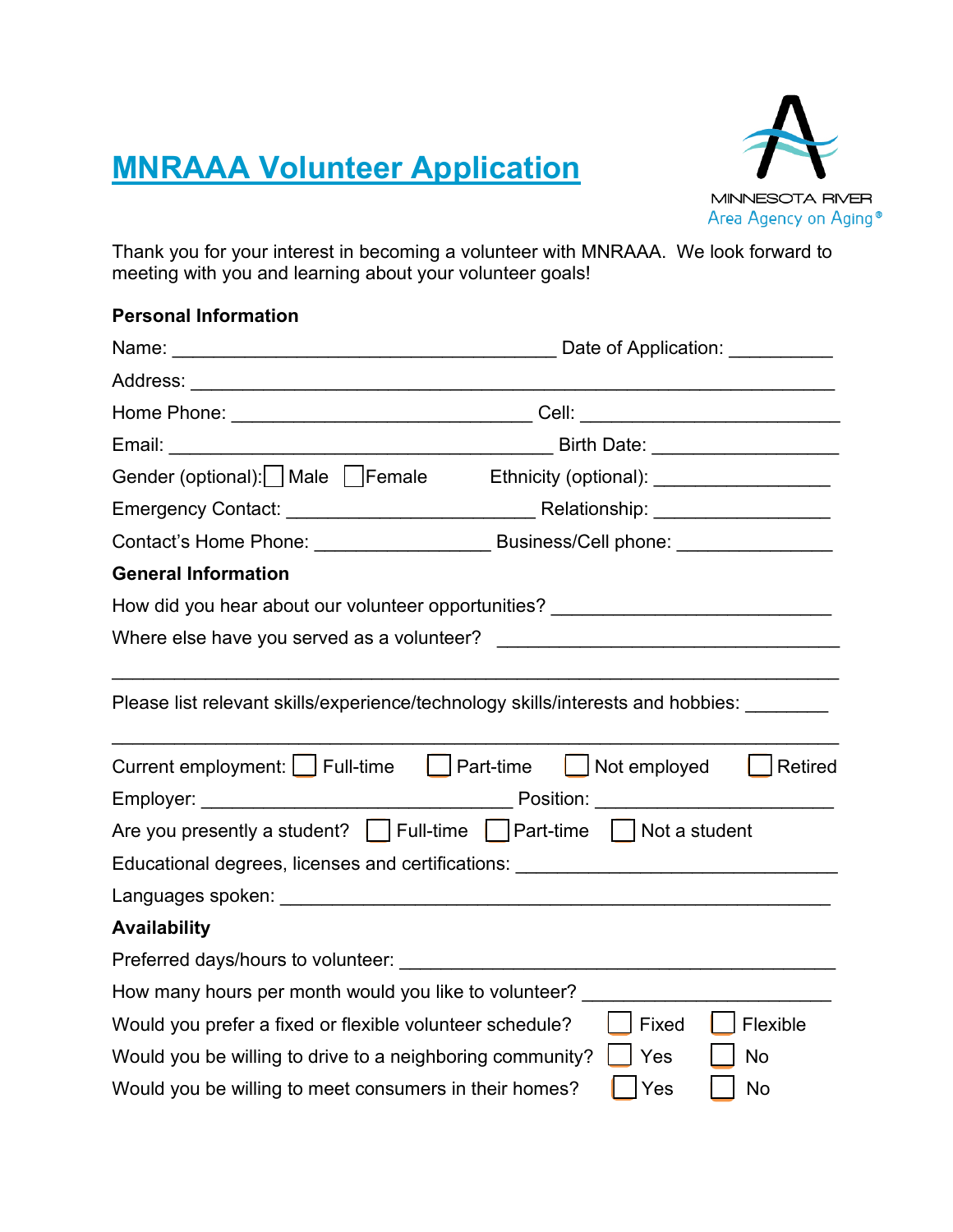# MNRAAA Volunteer Application

MINNESOTA RIVER
Area Agency on Aging®

Thank you for your interest in becoming a volunteer with MNRAAA. We look forward to meeting with you and learning about your volunteer goals!

**Personal Information**

Name: ______________________________________ Date of Application: __________

Address: _________________________________________________________________

Home Phone: ______________________________ Cell: _________________________

Email: ______________________________________ Birth Date: _________________

Gender (optional): ☐ Male ☐ Female Ethnicity (optional): ________________

Emergency Contact: _________________________ Relationship: ________________

Contact's Home Phone: ________________ Business/Cell phone: ______________

**General Information**

How did you hear about our volunteer opportunities? __________________________

Where else have you served as a volunteer? ________________________________

_________________________________________________________________________

Please list relevant skills/experience/technology skills/interests and hobbies: ________

_________________________________________________________________________

Current employment: ☐ Full-time ☐ Part-time ☐ Not employed ☐ Retired

Employer: _______________________________ Position: _______________________

Are you presently a student? ☐ Full-time ☐ Part-time ☐ Not a student

Educational degrees, licenses and certifications: ________________________________

Languages spoken: ______________________________________________________

**Availability**

Preferred days/hours to volunteer: ________________________________________

How many hours per month would you like to volunteer? _______________________

Would you prefer a fixed or flexible volunteer schedule? ☐ Fixed ☐ Flexible

Would you be willing to drive to a neighboring community? ☐ Yes ☐ No

Would you be willing to meet consumers in their homes? ☐ Yes ☐ No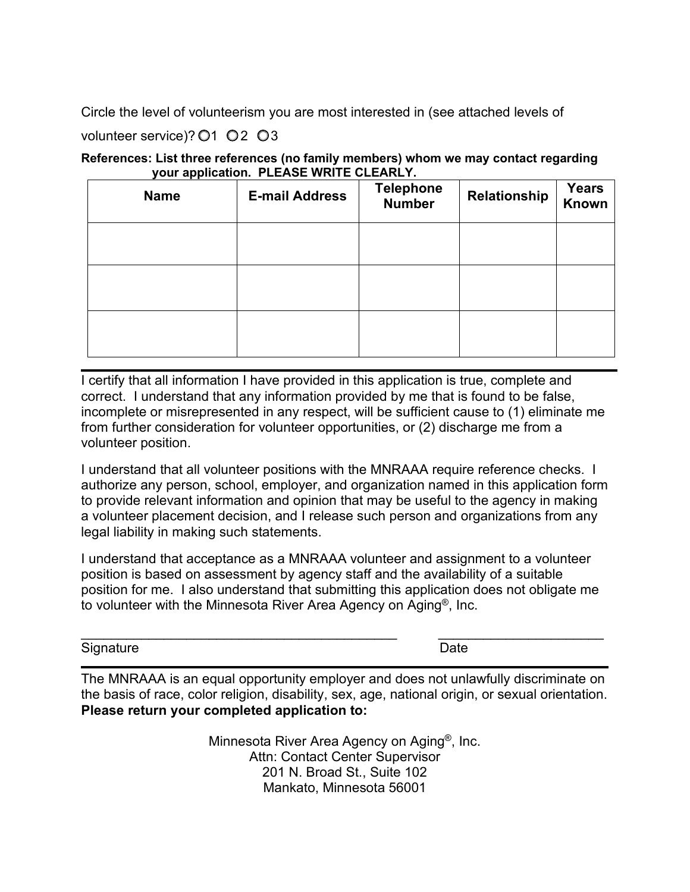Circle the level of volunteerism you are most interested in (see attached levels of volunteer service)? ○1 ○2 ○3

**References: List three references (no family members) whom we may contact regarding your application. PLEASE WRITE CLEARLY.**

| Name | E-mail Address | Telephone Number | Relationship | Years Known |
|---|---|---|---|---|
| | | | | |
| | | | | |
| | | | | |

---

I certify that all information I have provided in this application is true, complete and correct. I understand that any information provided by me that is found to be false, incomplete or misrepresented in any respect, will be sufficient cause to (1) eliminate me from further consideration for volunteer opportunities, or (2) discharge me from a volunteer position.

I understand that all volunteer positions with the MNRAAA require reference checks. I authorize any person, school, employer, and organization named in this application form to provide relevant information and opinion that may be useful to the agency in making a volunteer placement decision, and I release such person and organizations from any legal liability in making such statements.

I understand that acceptance as a MNRAAA volunteer and assignment to a volunteer position is based on assessment by agency staff and the availability of a suitable position for me. I also understand that submitting this application does not obligate me to volunteer with the Minnesota River Area Agency on Aging®, Inc.

_____________________________________________ _______________________

Signature Date

---

The MNRAAA is an equal opportunity employer and does not unlawfully discriminate on the basis of race, color religion, disability, sex, age, national origin, or sexual orientation.
**Please return your completed application to:**

Minnesota River Area Agency on Aging®, Inc.
Attn: Contact Center Supervisor
201 N. Broad St., Suite 102
Mankato, Minnesota 56001